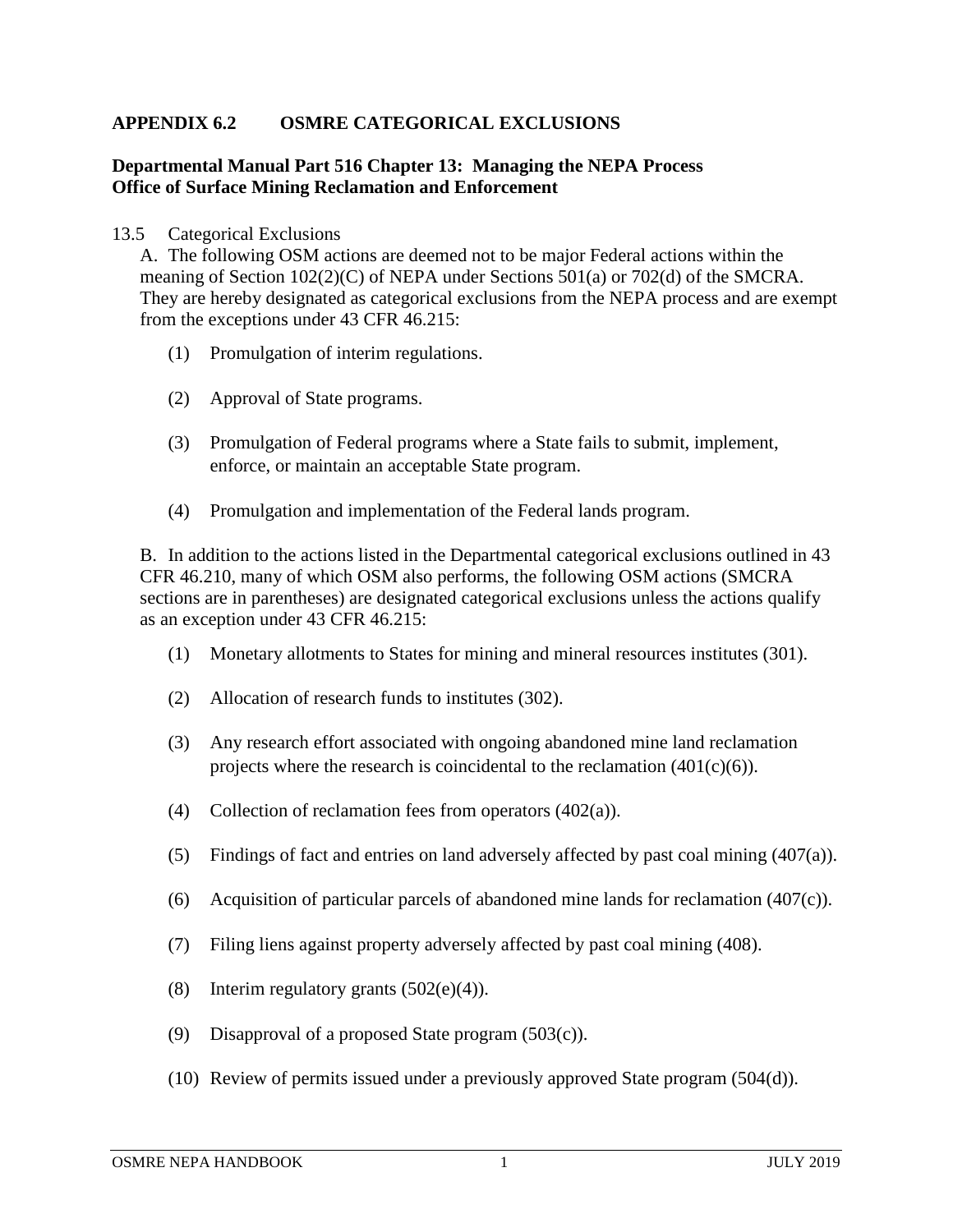## APPENDIX 6.2 OSMRE CATEGORICAL EXCLUSIONS

**Departmental Manual Part 516 Chapter 13: Managing the NEPA Process**
**Office of Surface Mining Reclamation and Enforcement**

13.5 Categorical Exclusions

A. The following OSM actions are deemed not to be major Federal actions within the meaning of Section 102(2)(C) of NEPA under Sections 501(a) or 702(d) of the SMCRA. They are hereby designated as categorical exclusions from the NEPA process and are exempt from the exceptions under 43 CFR 46.215:

(1) Promulgation of interim regulations.

(2) Approval of State programs.

(3) Promulgation of Federal programs where a State fails to submit, implement, enforce, or maintain an acceptable State program.

(4) Promulgation and implementation of the Federal lands program.

B. In addition to the actions listed in the Departmental categorical exclusions outlined in 43 CFR 46.210, many of which OSM also performs, the following OSM actions (SMCRA sections are in parentheses) are designated categorical exclusions unless the actions qualify as an exception under 43 CFR 46.215:

(1) Monetary allotments to States for mining and mineral resources institutes (301).

(2) Allocation of research funds to institutes (302).

(3) Any research effort associated with ongoing abandoned mine land reclamation projects where the research is coincidental to the reclamation (401(c)(6)).

(4) Collection of reclamation fees from operators (402(a)).

(5) Findings of fact and entries on land adversely affected by past coal mining (407(a)).

(6) Acquisition of particular parcels of abandoned mine lands for reclamation (407(c)).

(7) Filing liens against property adversely affected by past coal mining (408).

(8) Interim regulatory grants (502(e)(4)).

(9) Disapproval of a proposed State program (503(c)).

(10) Review of permits issued under a previously approved State program (504(d)).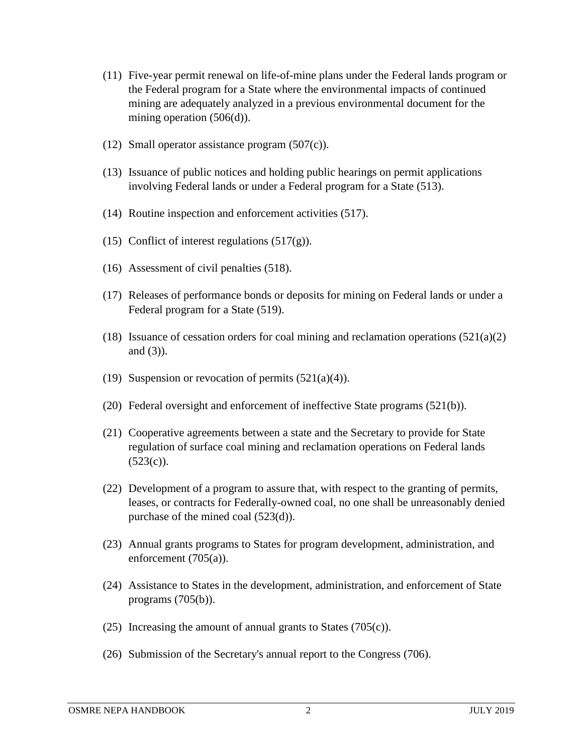(11) Five-year permit renewal on life-of-mine plans under the Federal lands program or the Federal program for a State where the environmental impacts of continued mining are adequately analyzed in a previous environmental document for the mining operation (506(d)).

(12) Small operator assistance program (507(c)).

(13) Issuance of public notices and holding public hearings on permit applications involving Federal lands or under a Federal program for a State (513).

(14) Routine inspection and enforcement activities (517).

(15) Conflict of interest regulations (517(g)).

(16) Assessment of civil penalties (518).

(17) Releases of performance bonds or deposits for mining on Federal lands or under a Federal program for a State (519).

(18) Issuance of cessation orders for coal mining and reclamation operations (521(a)(2) and (3)).

(19) Suspension or revocation of permits (521(a)(4)).

(20) Federal oversight and enforcement of ineffective State programs (521(b)).

(21) Cooperative agreements between a state and the Secretary to provide for State regulation of surface coal mining and reclamation operations on Federal lands (523(c)).

(22) Development of a program to assure that, with respect to the granting of permits, leases, or contracts for Federally-owned coal, no one shall be unreasonably denied purchase of the mined coal (523(d)).

(23) Annual grants programs to States for program development, administration, and enforcement (705(a)).

(24) Assistance to States in the development, administration, and enforcement of State programs (705(b)).

(25) Increasing the amount of annual grants to States (705(c)).

(26) Submission of the Secretary's annual report to the Congress (706).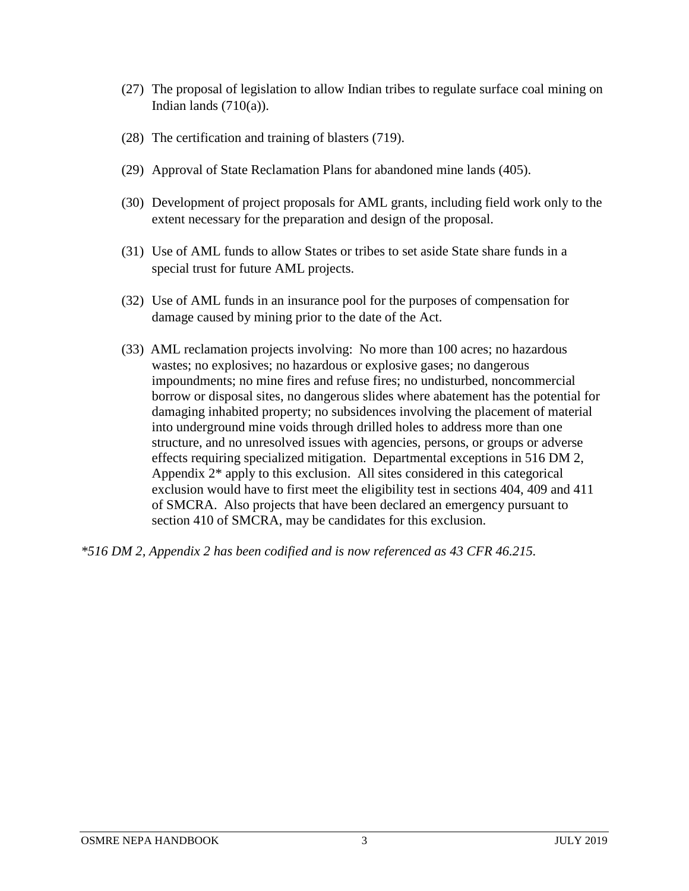(27) The proposal of legislation to allow Indian tribes to regulate surface coal mining on Indian lands (710(a)).

(28) The certification and training of blasters (719).

(29) Approval of State Reclamation Plans for abandoned mine lands (405).

(30) Development of project proposals for AML grants, including field work only to the extent necessary for the preparation and design of the proposal.

(31) Use of AML funds to allow States or tribes to set aside State share funds in a special trust for future AML projects.

(32) Use of AML funds in an insurance pool for the purposes of compensation for damage caused by mining prior to the date of the Act.

(33) AML reclamation projects involving: No more than 100 acres; no hazardous wastes; no explosives; no hazardous or explosive gases; no dangerous impoundments; no mine fires and refuse fires; no undisturbed, noncommercial borrow or disposal sites, no dangerous slides where abatement has the potential for damaging inhabited property; no subsidences involving the placement of material into underground mine voids through drilled holes to address more than one structure, and no unresolved issues with agencies, persons, or groups or adverse effects requiring specialized mitigation. Departmental exceptions in 516 DM 2, Appendix 2* apply to this exclusion. All sites considered in this categorical exclusion would have to first meet the eligibility test in sections 404, 409 and 411 of SMCRA. Also projects that have been declared an emergency pursuant to section 410 of SMCRA, may be candidates for this exclusion.

*\*516 DM 2, Appendix 2 has been codified and is now referenced as 43 CFR 46.215.*